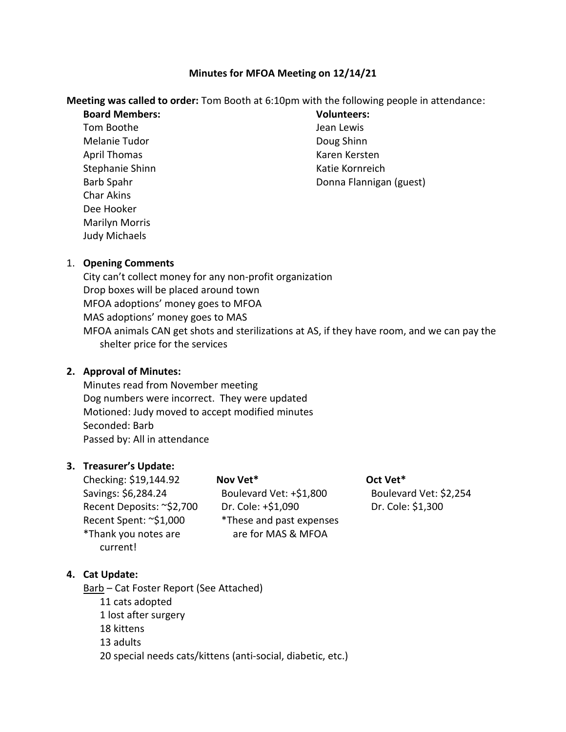# Minutes for MFOA Meeting on 12/14/21

**Meeting was called to order:** Tom Booth at 6:10pm with the following people in attendance:

**Board Members:**
- Tom Boothe
- Melanie Tudor
- April Thomas
- Stephanie Shinn
- Barb Spahr
- Char Akins
- Dee Hooker
- Marilyn Morris
- Judy Michaels

**Volunteers:**
- Jean Lewis
- Doug Shinn
- Karen Kersten
- Katie Kornreich
- Donna Flannigan (guest)

1. **Opening Comments**

   City can't collect money for any non-profit organization
   Drop boxes will be placed around town
   MFOA adoptions' money goes to MFOA
   MAS adoptions' money goes to MAS
   MFOA animals CAN get shots and sterilizations at AS, if they have room, and we can pay the shelter price for the services

2. **Approval of Minutes:**

   Minutes read from November meeting
   Dog numbers were incorrect. They were updated
   Motioned: Judy moved to accept modified minutes
   Seconded: Barb
   Passed by: All in attendance

3. **Treasurer's Update:**

   Checking: $19,144.92
   Savings: $6,284.24
   Recent Deposits: ~$2,700
   Recent Spent: ~$1,000
   *Thank you notes are current!

   **Nov Vet***
   Boulevard Vet: +$1,800
   Dr. Cole: +$1,090
   *These and past expenses are for MAS & MFOA

   **Oct Vet***
   Boulevard Vet: $2,254
   Dr. Cole: $1,300

4. **Cat Update:**

   Barb – Cat Foster Report (See Attached)
   - 11 cats adopted
   - 1 lost after surgery
   - 18 kittens
   - 13 adults
   - 20 special needs cats/kittens (anti-social, diabetic, etc.)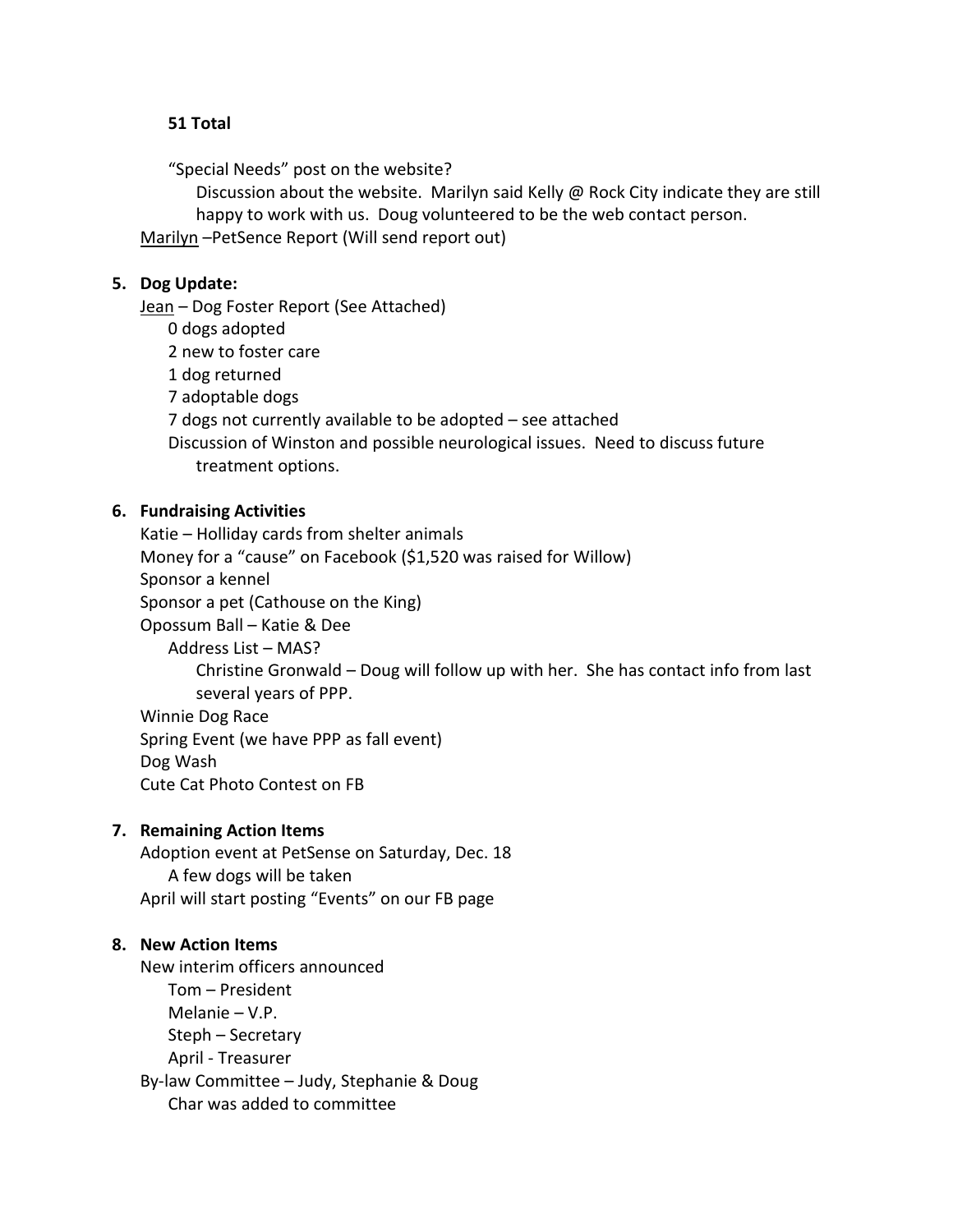**51 Total**

"Special Needs" post on the website?

- Discussion about the website. Marilyn said Kelly @ Rock City indicate they are still happy to work with us. Doug volunteered to be the web contact person.

Marilyn –PetSence Report (Will send report out)

5. **Dog Update:**

   Jean – Dog Foster Report (See Attached)

   - 0 dogs adopted
   - 2 new to foster care
   - 1 dog returned
   - 7 adoptable dogs
   - 7 dogs not currently available to be adopted – see attached
   - Discussion of Winston and possible neurological issues. Need to discuss future treatment options.

6. **Fundraising Activities**

   Katie – Holliday cards from shelter animals
   Money for a "cause" on Facebook ($1,520 was raised for Willow)
   Sponsor a kennel
   Sponsor a pet (Cathouse on the King)
   Opossum Ball – Katie & Dee

   - Address List – MAS?
     - Christine Gronwald – Doug will follow up with her. She has contact info from last several years of PPP.

   Winnie Dog Race
   Spring Event (we have PPP as fall event)
   Dog Wash
   Cute Cat Photo Contest on FB

7. **Remaining Action Items**

   Adoption event at PetSense on Saturday, Dec. 18

   - A few dogs will be taken

   April will start posting "Events" on our FB page

8. **New Action Items**

   New interim officers announced

   - Tom – President
   - Melanie – V.P.
   - Steph – Secretary
   - April - Treasurer

   By-law Committee – Judy, Stephanie & Doug

   - Char was added to committee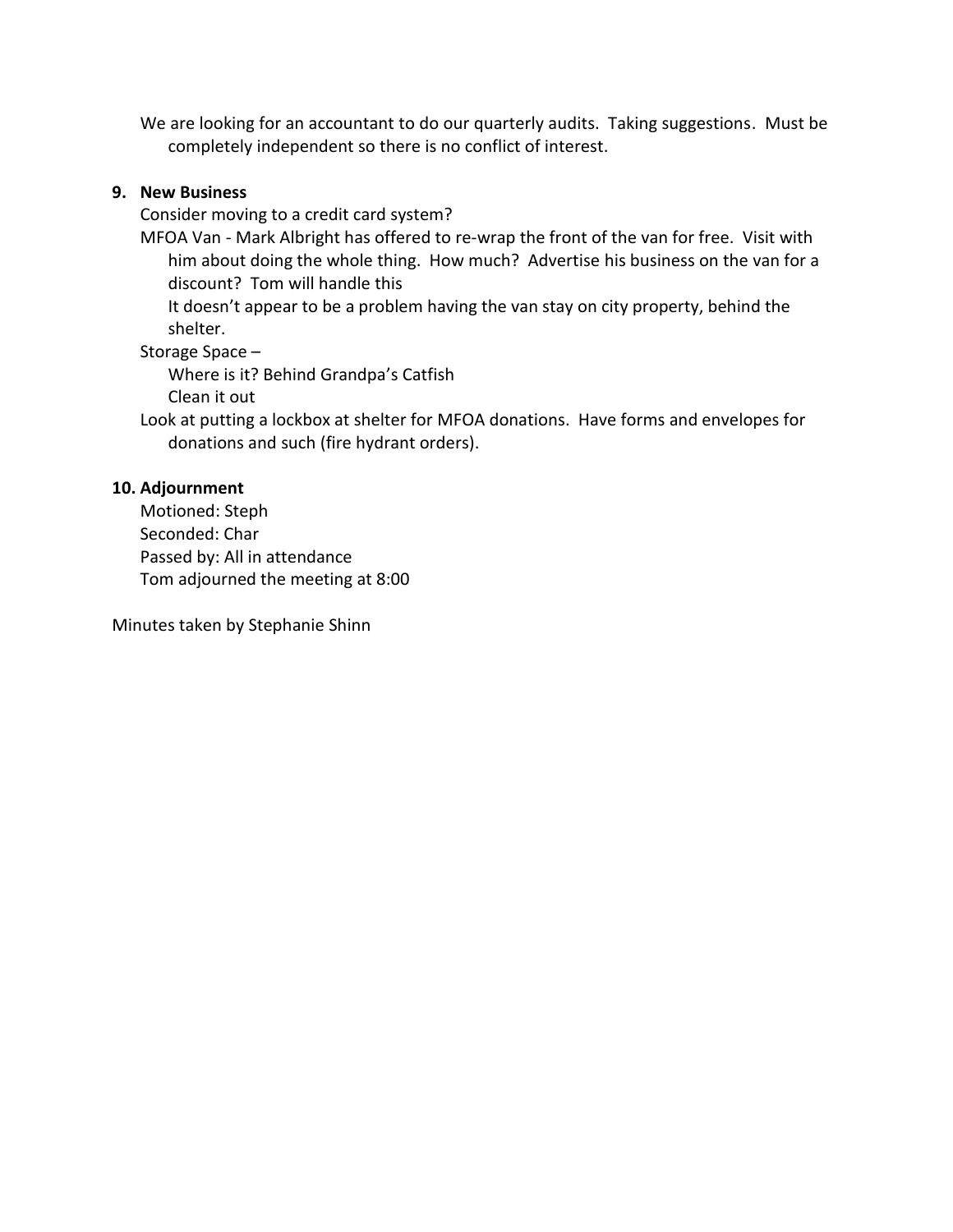We are looking for an accountant to do our quarterly audits. Taking suggestions. Must be completely independent so there is no conflict of interest.

**9. New Business**

Consider moving to a credit card system?

MFOA Van - Mark Albright has offered to re-wrap the front of the van for free. Visit with him about doing the whole thing. How much? Advertise his business on the van for a discount? Tom will handle this

It doesn't appear to be a problem having the van stay on city property, behind the shelter.

Storage Space –

Where is it? Behind Grandpa's Catfish

Clean it out

Look at putting a lockbox at shelter for MFOA donations. Have forms and envelopes for donations and such (fire hydrant orders).

**10. Adjournment**

Motioned: Steph

Seconded: Char

Passed by: All in attendance

Tom adjourned the meeting at 8:00

Minutes taken by Stephanie Shinn